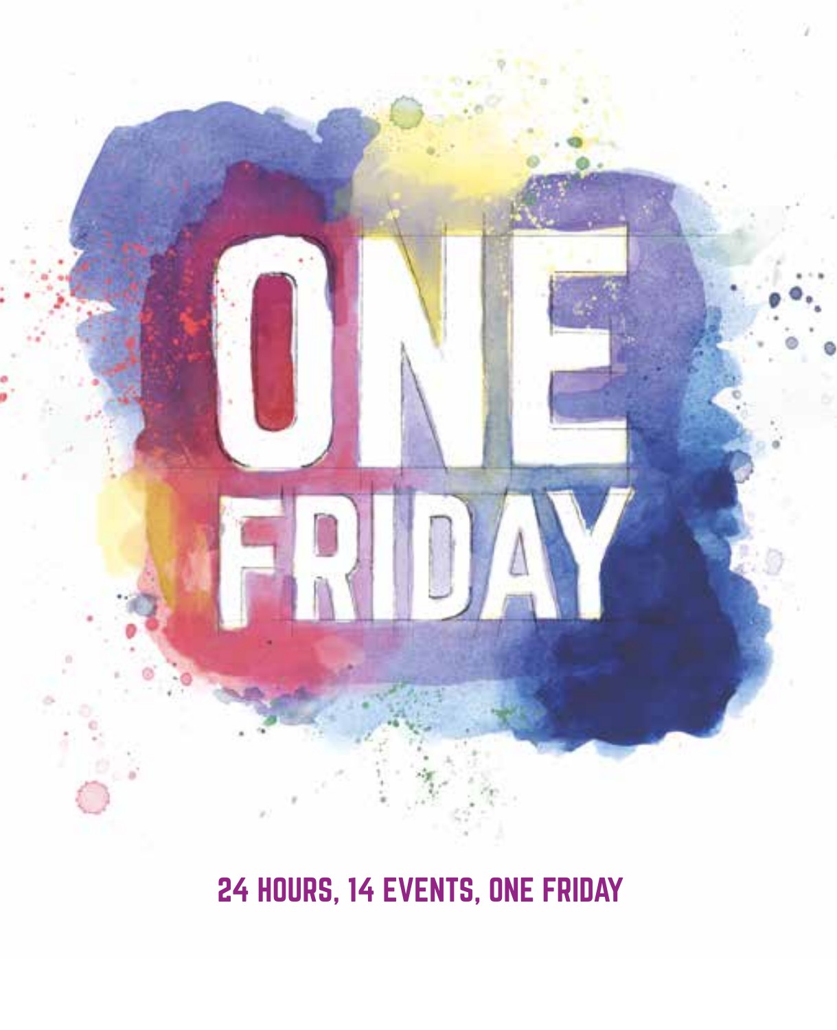# ONE FRIDAY

24 HOURS, 14 EVENTS, ONE FRIDAY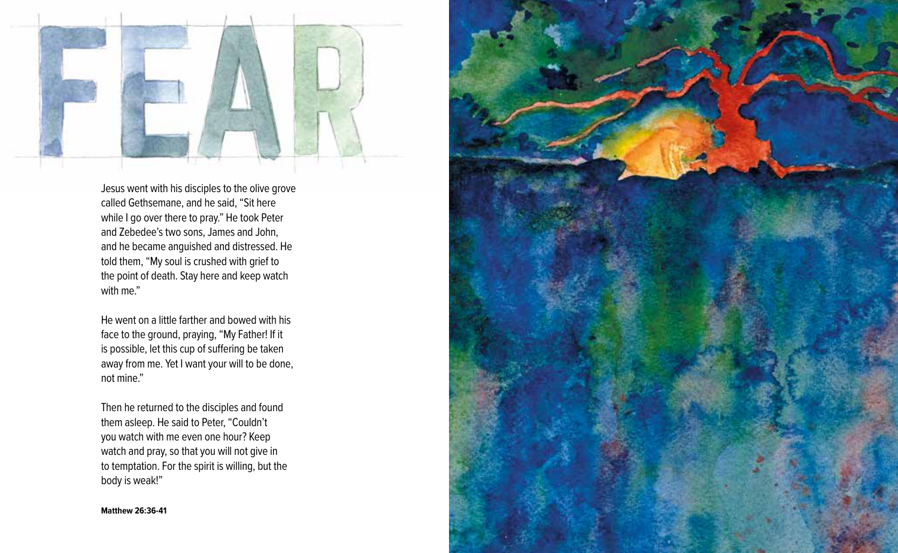# FEAR

Jesus went with his disciples to the olive grove called Gethsemane, and he said, "Sit here while I go over there to pray." He took Peter and Zebedee's two sons, James and John, and he became anguished and distressed. He told them, "My soul is crushed with grief to the point of death. Stay here and keep watch with me."

He went on a little farther and bowed with his face to the ground, praying, "My Father! If it is possible, let this cup of suffering be taken away from me. Yet I want your will to be done, not mine."

Then he returned to the disciples and found them asleep. He said to Peter, "Couldn't you watch with me even one hour? Keep watch and pray, so that you will not give in to temptation. For the spirit is willing, but the body is weak!"

**Matthew 26:36-41**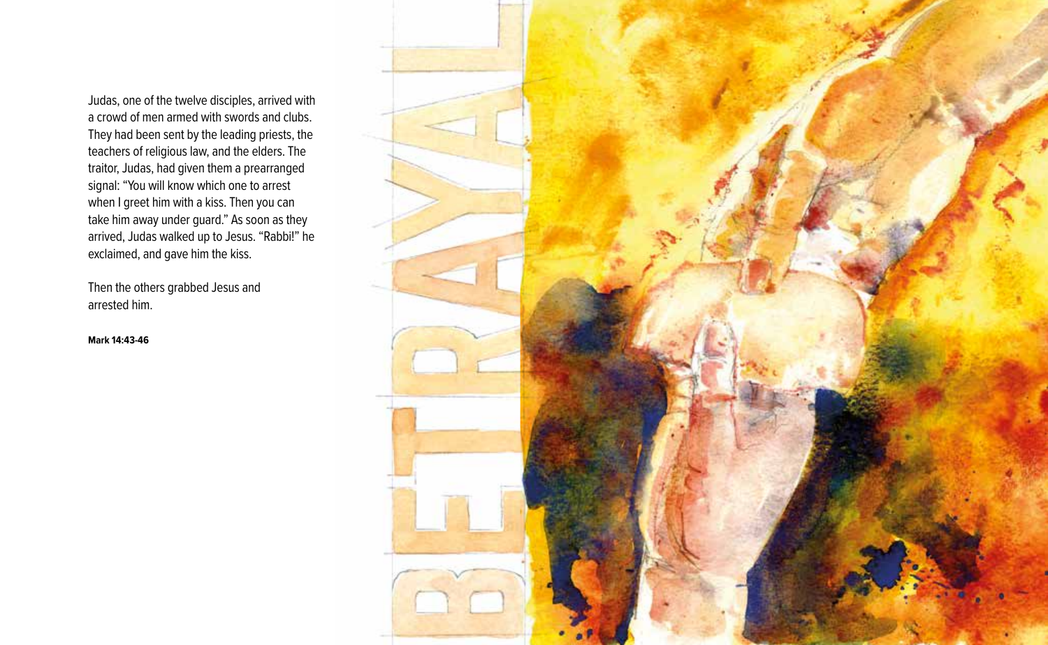# BETRAYAL

Judas, one of the twelve disciples, arrived with a crowd of men armed with swords and clubs. They had been sent by the leading priests, the teachers of religious law, and the elders. The traitor, Judas, had given them a prearranged signal: "You will know which one to arrest when I greet him with a kiss. Then you can take him away under guard." As soon as they arrived, Judas walked up to Jesus. "Rabbi!" he exclaimed, and gave him the kiss.

Then the others grabbed Jesus and arrested him.

**Mark 14:43-46**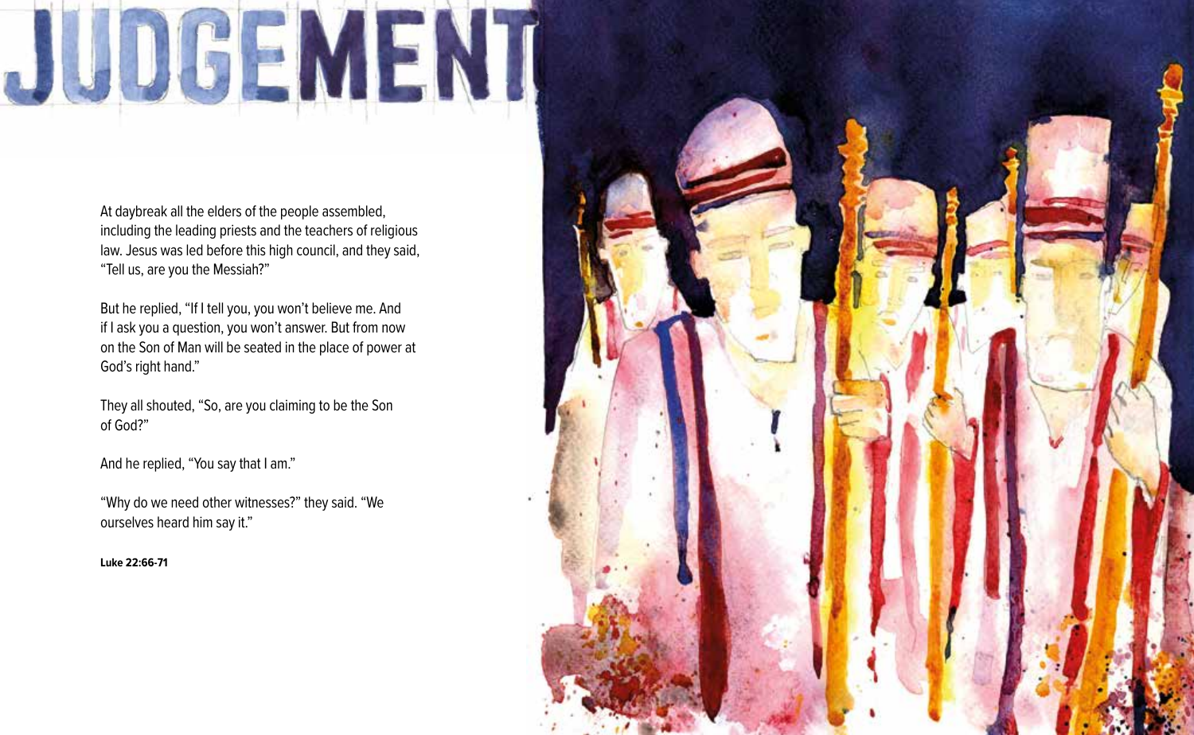# JUDGEMENT

At daybreak all the elders of the people assembled, including the leading priests and the teachers of religious law. Jesus was led before this high council, and they said, "Tell us, are you the Messiah?"

But he replied, "If I tell you, you won't believe me. And if I ask you a question, you won't answer. But from now on the Son of Man will be seated in the place of power at God's right hand."

They all shouted, "So, are you claiming to be the Son of God?"

And he replied, "You say that I am."

"Why do we need other witnesses?" they said. "We ourselves heard him say it."

**Luke 22:66-71**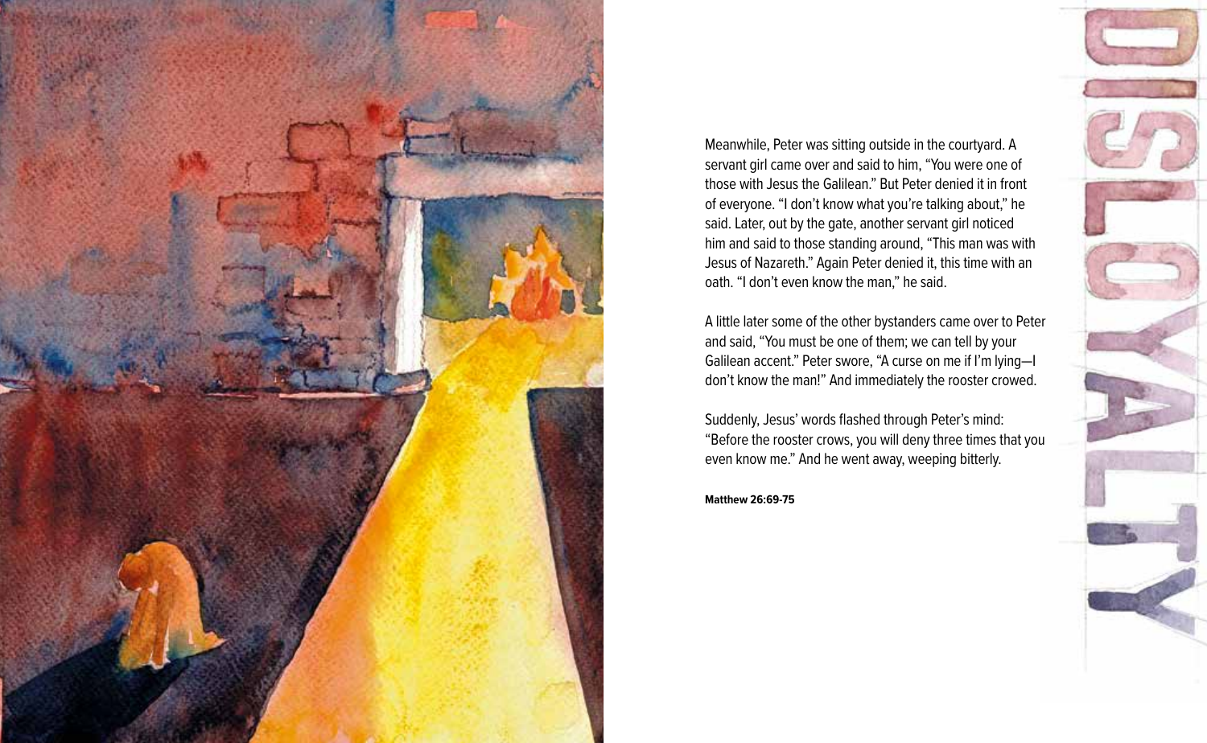# DISLOYALTY

Meanwhile, Peter was sitting outside in the courtyard. A servant girl came over and said to him, "You were one of those with Jesus the Galilean." But Peter denied it in front of everyone. "I don't know what you're talking about," he said. Later, out by the gate, another servant girl noticed him and said to those standing around, "This man was with Jesus of Nazareth." Again Peter denied it, this time with an oath. "I don't even know the man," he said.

A little later some of the other bystanders came over to Peter and said, "You must be one of them; we can tell by your Galilean accent." Peter swore, "A curse on me if I'm lying—I don't know the man!" And immediately the rooster crowed.

Suddenly, Jesus' words flashed through Peter's mind: "Before the rooster crows, you will deny three times that you even know me." And he went away, weeping bitterly.

**Matthew 26:69-75**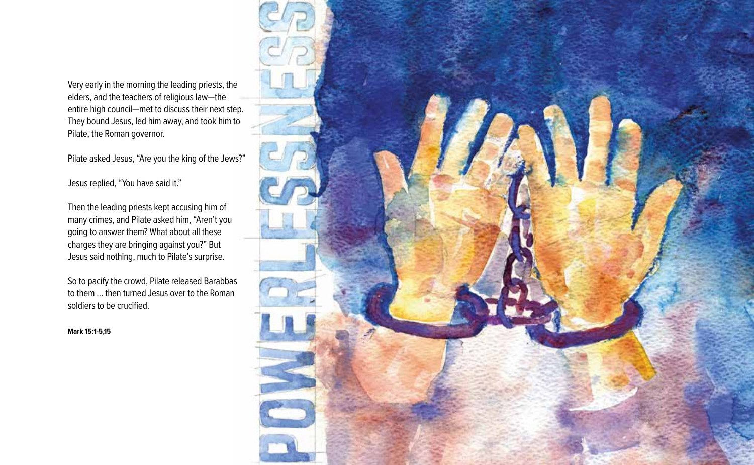# POWERLESSNESS

Very early in the morning the leading priests, the elders, and the teachers of religious law—the entire high council—met to discuss their next step. They bound Jesus, led him away, and took him to Pilate, the Roman governor.

Pilate asked Jesus, “Are you the king of the Jews?”

Jesus replied, “You have said it.”

Then the leading priests kept accusing him of many crimes, and Pilate asked him, “Aren’t you going to answer them? What about all these charges they are bringing against you?” But Jesus said nothing, much to Pilate’s surprise.

So to pacify the crowd, Pilate released Barabbas to them ... then turned Jesus over to the Roman soldiers to be crucified.

**Mark 15:1-5,15**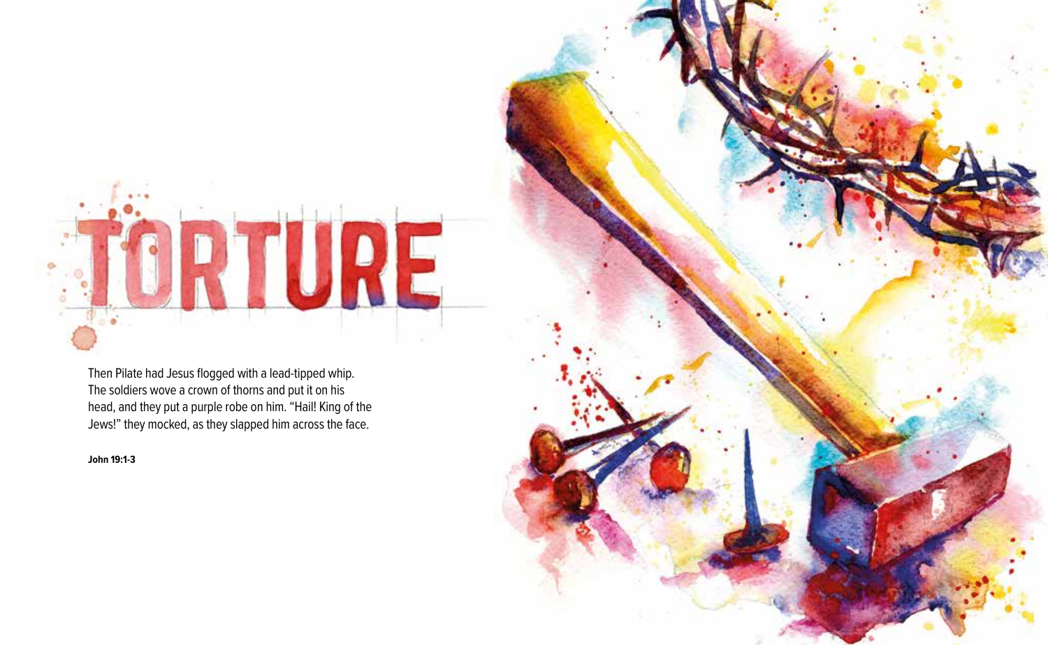# TORTURE

Then Pilate had Jesus flogged with a lead-tipped whip. The soldiers wove a crown of thorns and put it on his head, and they put a purple robe on him. "Hail! King of the Jews!" they mocked, as they slapped him across the face.

**John 19:1-3**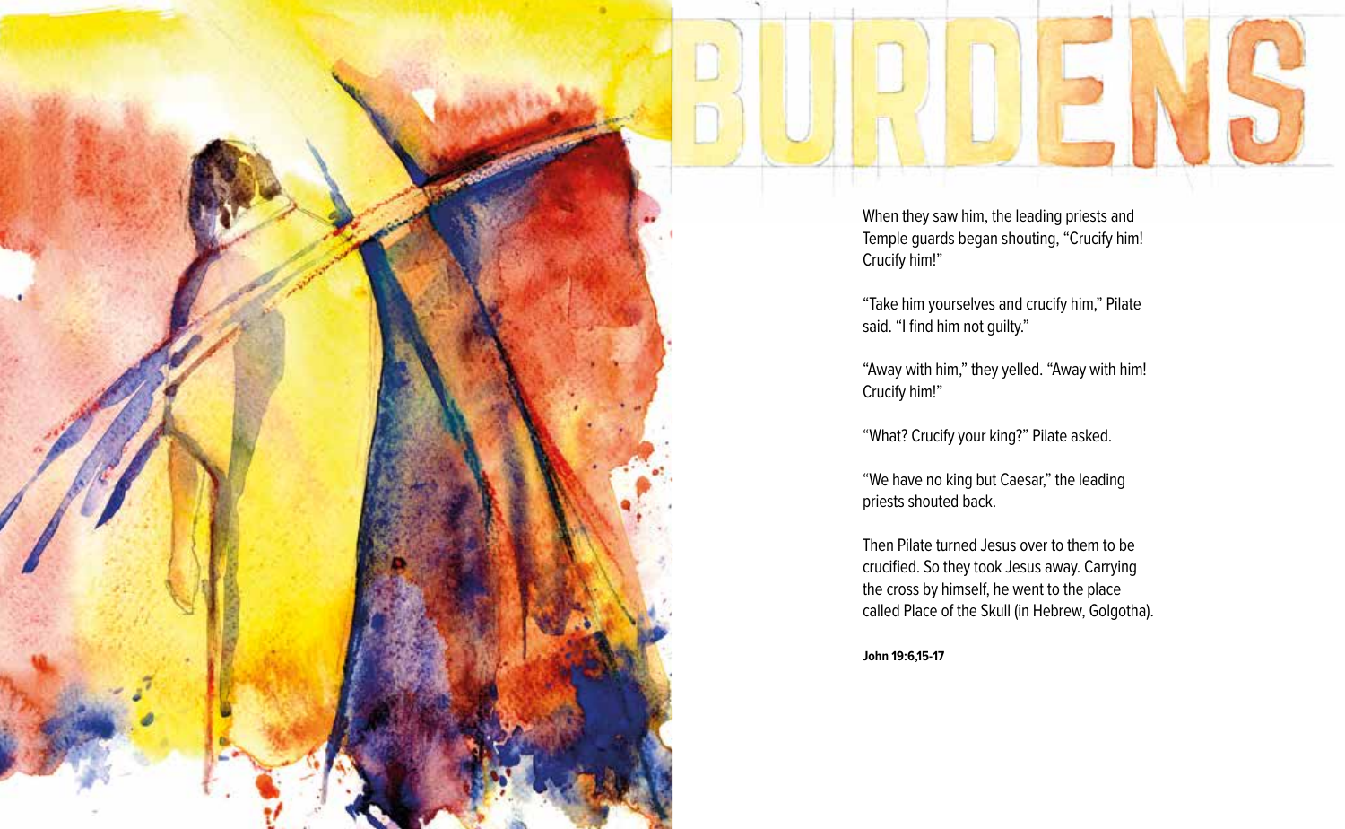# BURDENS

When they saw him, the leading priests and Temple guards began shouting, "Crucify him! Crucify him!"

"Take him yourselves and crucify him," Pilate said. "I find him not guilty."

"Away with him," they yelled. "Away with him! Crucify him!"

"What? Crucify your king?" Pilate asked.

"We have no king but Caesar," the leading priests shouted back.

Then Pilate turned Jesus over to them to be crucified. So they took Jesus away. Carrying the cross by himself, he went to the place called Place of the Skull (in Hebrew, Golgotha).

**John 19:6,15-17**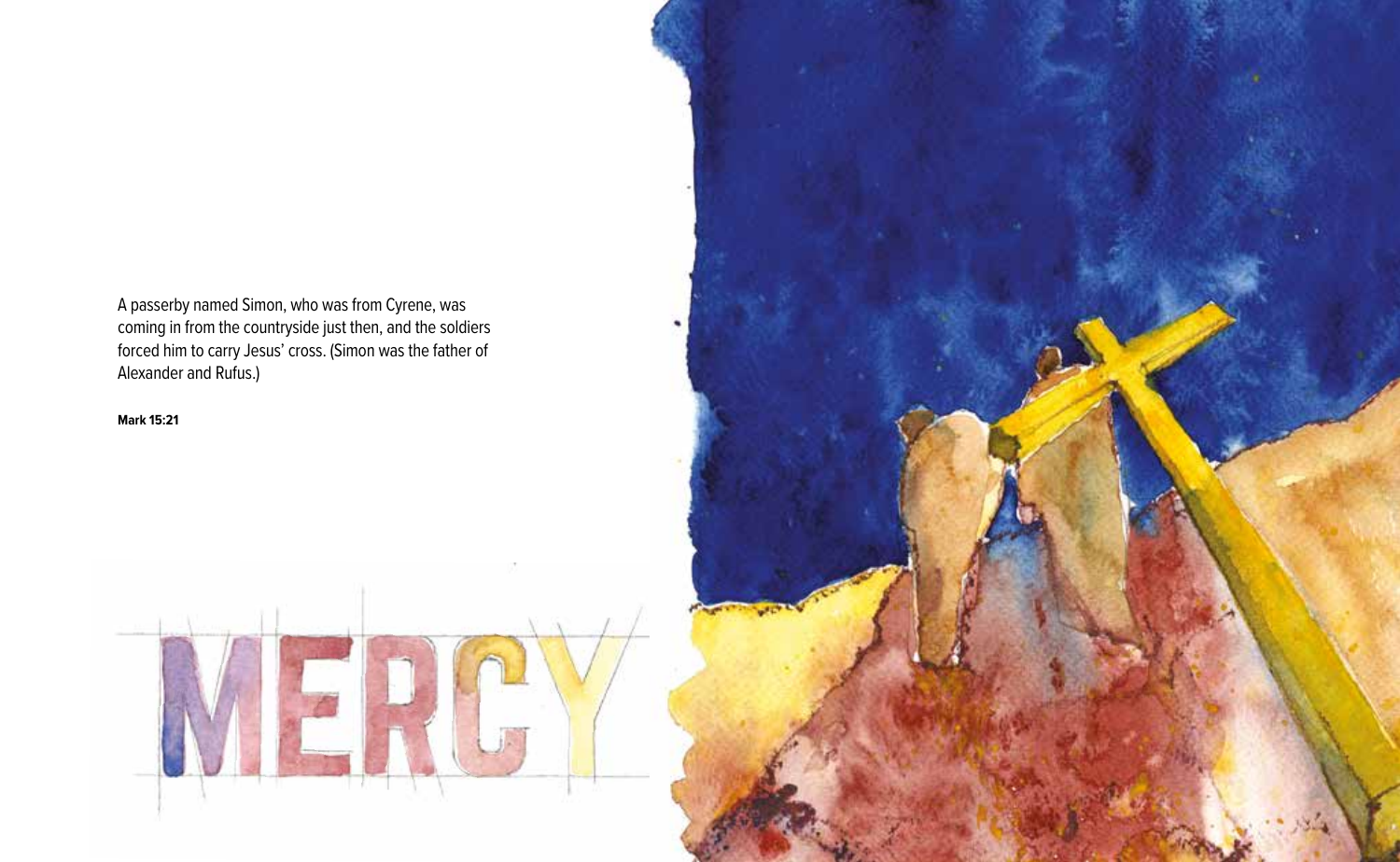A passerby named Simon, who was from Cyrene, was coming in from the countryside just then, and the soldiers forced him to carry Jesus' cross. (Simon was the father of Alexander and Rufus.)

**Mark 15:21**

MERCY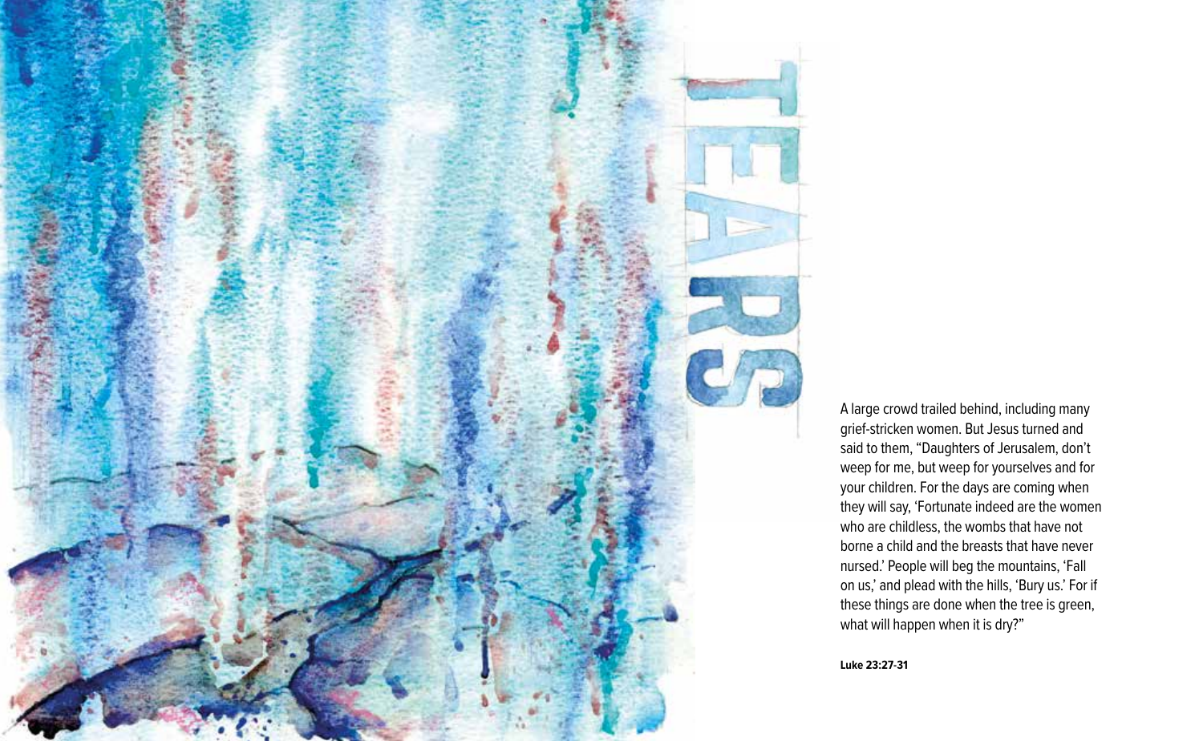# TEARS

A large crowd trailed behind, including many grief-stricken women. But Jesus turned and said to them, “Daughters of Jerusalem, don’t weep for me, but weep for yourselves and for your children. For the days are coming when they will say, ‘Fortunate indeed are the women who are childless, the wombs that have not borne a child and the breasts that have never nursed.’ People will beg the mountains, ‘Fall on us,’ and plead with the hills, ‘Bury us.’ For if these things are done when the tree is green, what will happen when it is dry?”

**Luke 23:27-31**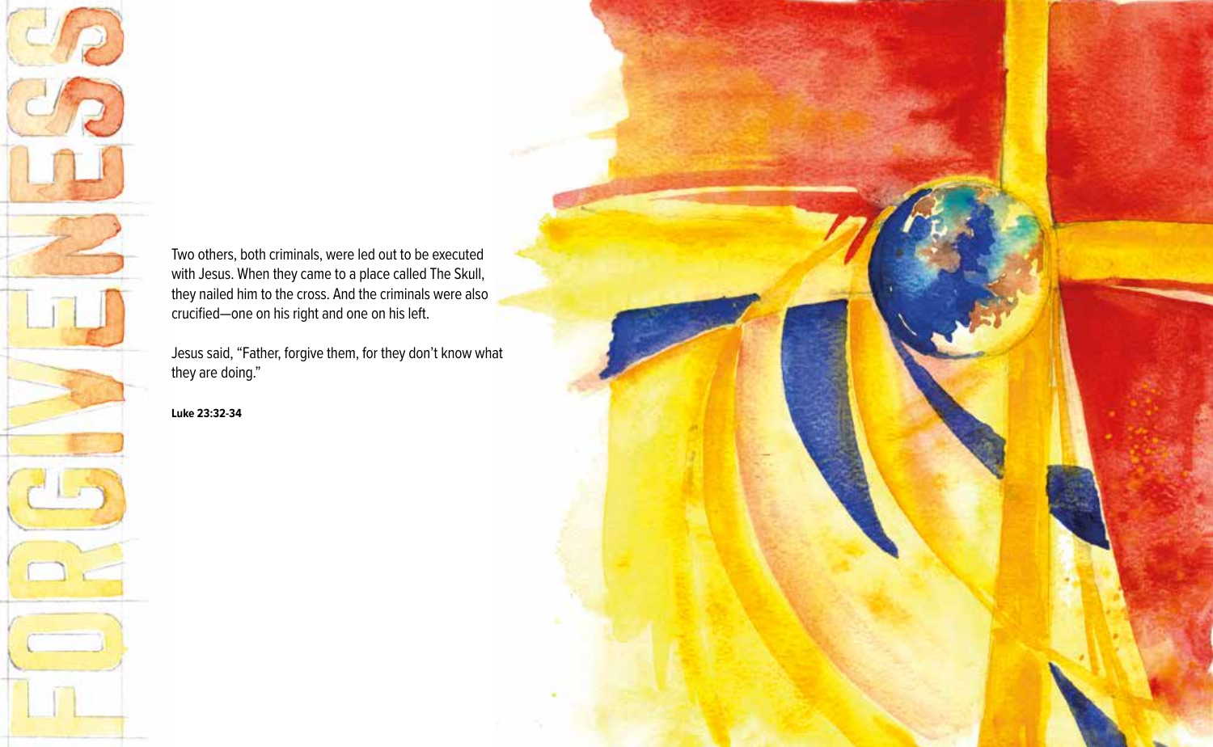# FORGIVENESS

Two others, both criminals, were led out to be executed with Jesus. When they came to a place called The Skull, they nailed him to the cross. And the criminals were also crucified—one on his right and one on his left.

Jesus said, "Father, forgive them, for they don't know what they are doing."

**Luke 23:32-34**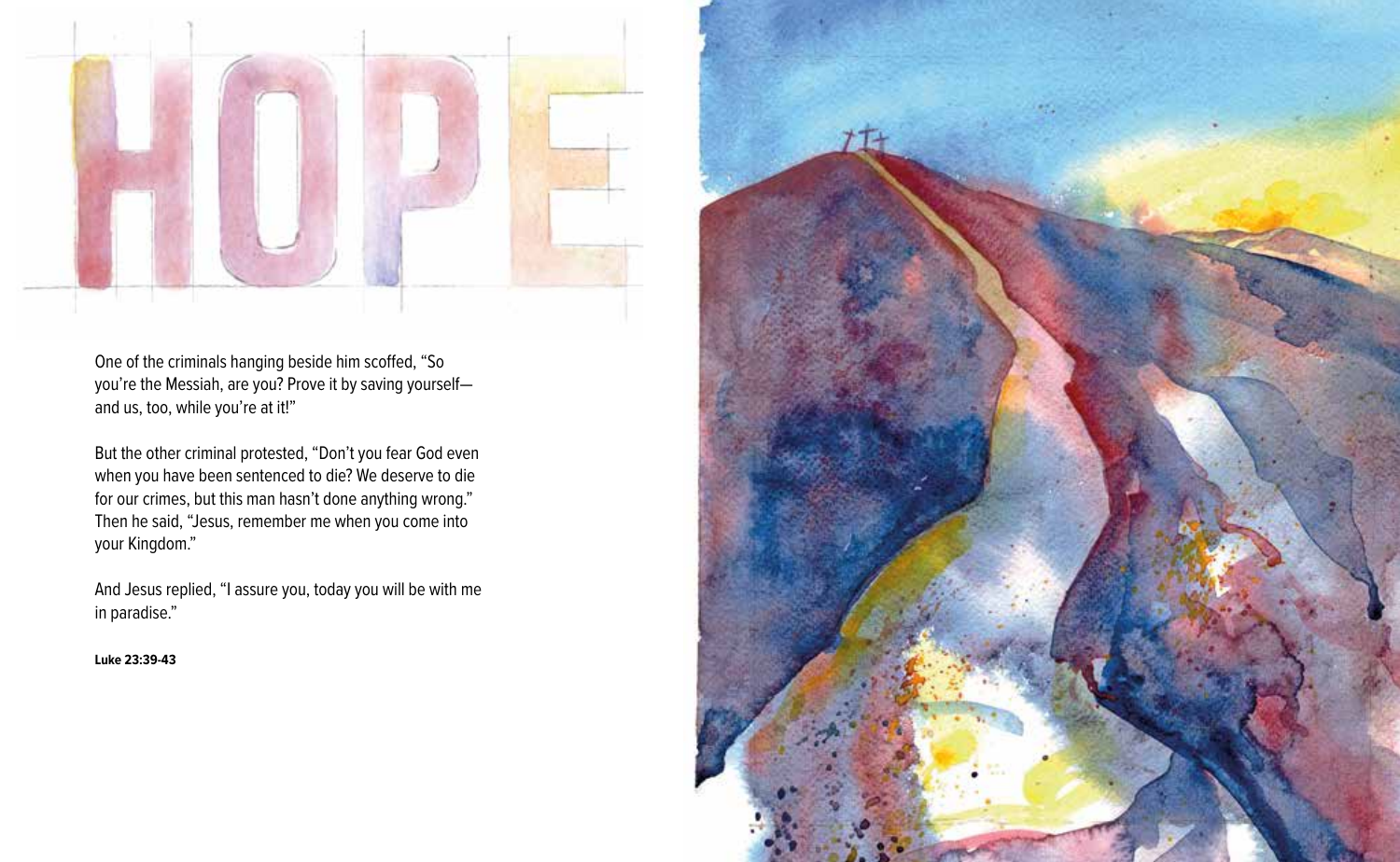# HOPE

One of the criminals hanging beside him scoffed, "So you're the Messiah, are you? Prove it by saving yourself—and us, too, while you're at it!"

But the other criminal protested, "Don't you fear God even when you have been sentenced to die? We deserve to die for our crimes, but this man hasn't done anything wrong." Then he said, "Jesus, remember me when you come into your Kingdom."

And Jesus replied, "I assure you, today you will be with me in paradise."

**Luke 23:39-43**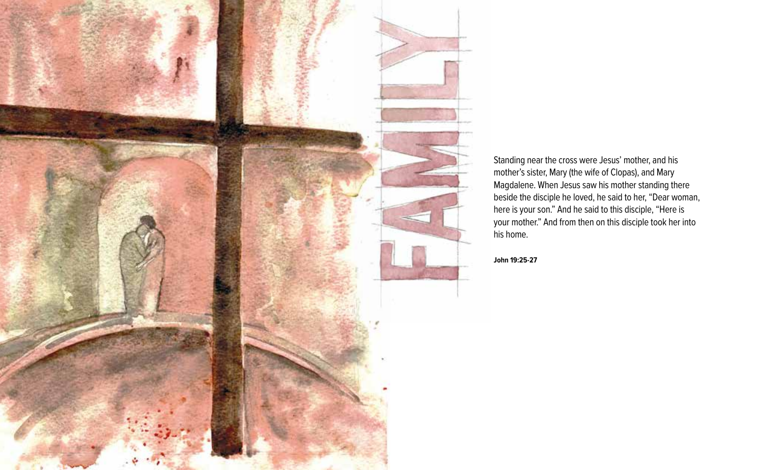# FAMILY

Standing near the cross were Jesus' mother, and his mother's sister, Mary (the wife of Clopas), and Mary Magdalene. When Jesus saw his mother standing there beside the disciple he loved, he said to her, "Dear woman, here is your son." And he said to this disciple, "Here is your mother." And from then on this disciple took her into his home.

**John 19:25-27**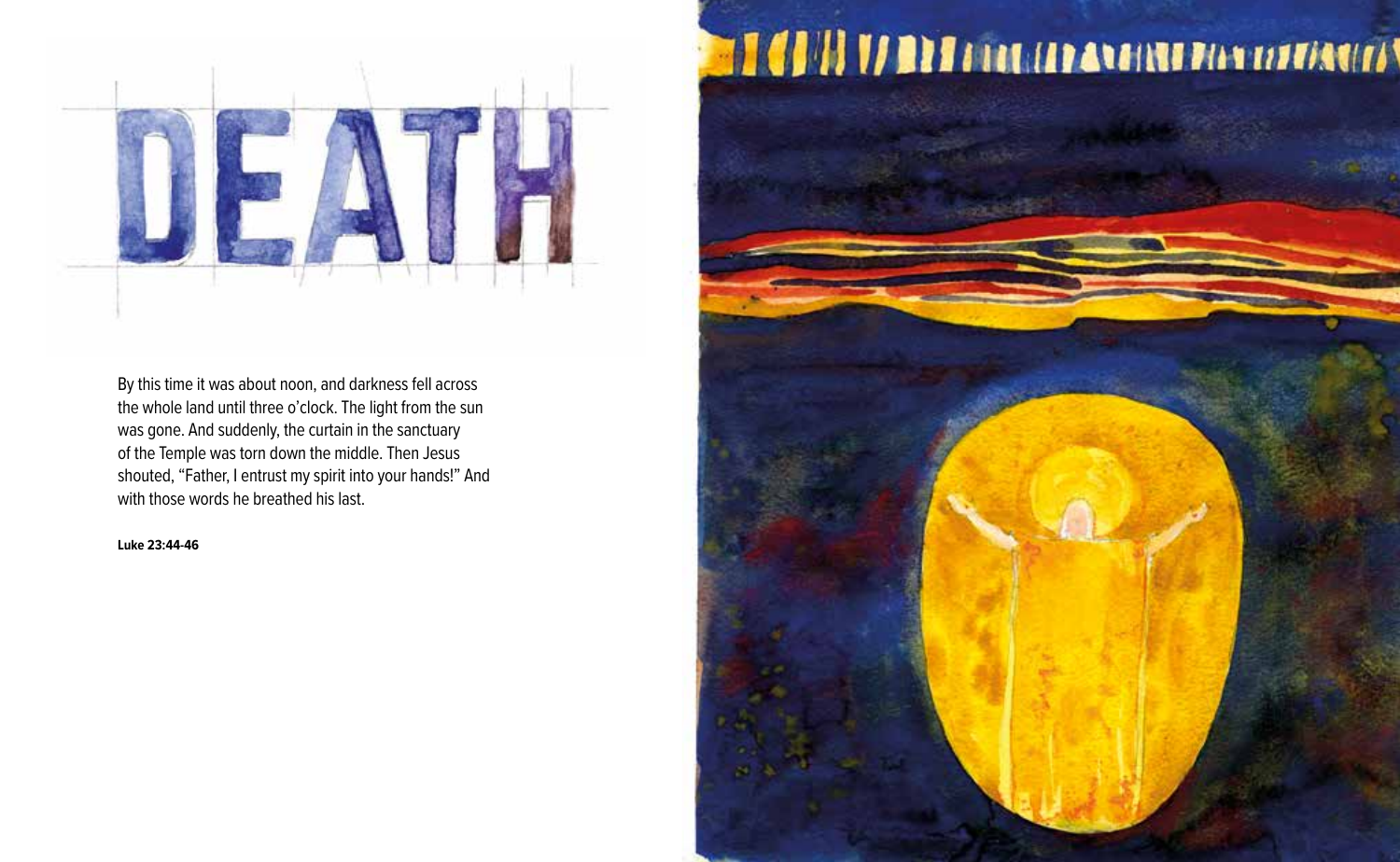# DEATH

By this time it was about noon, and darkness fell across the whole land until three o'clock. The light from the sun was gone. And suddenly, the curtain in the sanctuary of the Temple was torn down the middle. Then Jesus shouted, "Father, I entrust my spirit into your hands!" And with those words he breathed his last.

**Luke 23:44-46**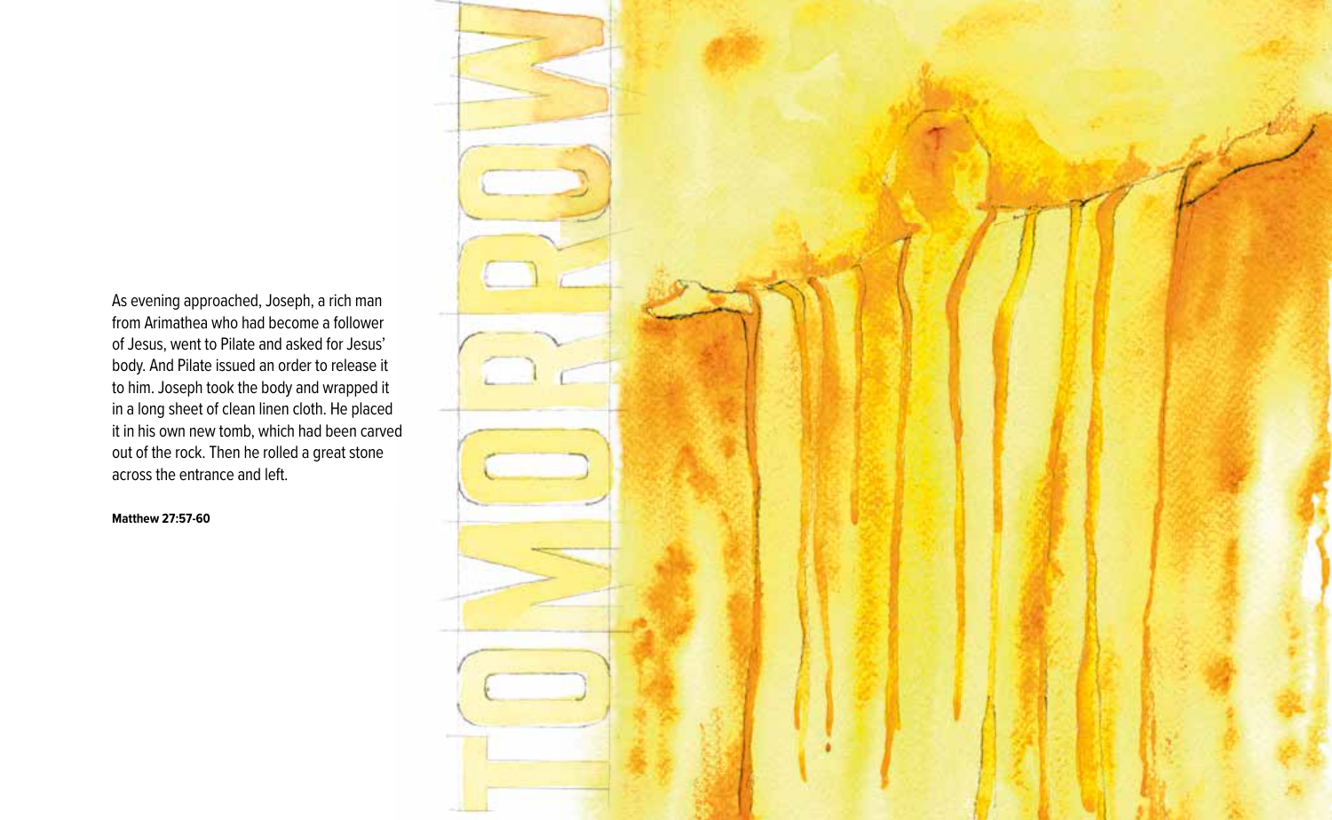TOMORROW

As evening approached, Joseph, a rich man from Arimathea who had become a follower of Jesus, went to Pilate and asked for Jesus' body. And Pilate issued an order to release it to him. Joseph took the body and wrapped it in a long sheet of clean linen cloth. He placed it in his own new tomb, which had been carved out of the rock. Then he rolled a great stone across the entrance and left.

**Matthew 27:57-60**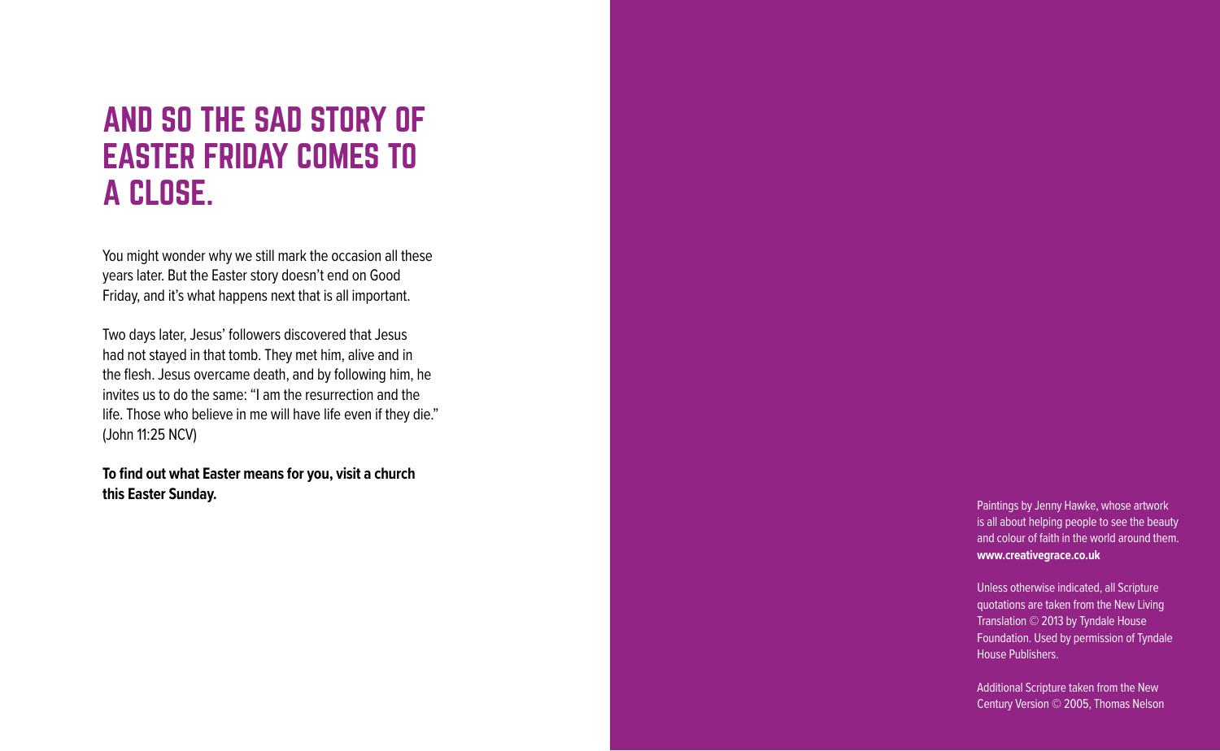# AND SO THE SAD STORY OF EASTER FRIDAY COMES TO A CLOSE.

You might wonder why we still mark the occasion all these years later. But the Easter story doesn't end on Good Friday, and it's what happens next that is all important.

Two days later, Jesus' followers discovered that Jesus had not stayed in that tomb. They met him, alive and in the flesh. Jesus overcame death, and by following him, he invites us to do the same: "I am the resurrection and the life. Those who believe in me will have life even if they die." (John 11:25 NCV)

**To find out what Easter means for you, visit a church this Easter Sunday.**

Paintings by Jenny Hawke, whose artwork is all about helping people to see the beauty and colour of faith in the world around them. **www.creativegrace.co.uk**

Unless otherwise indicated, all Scripture quotations are taken from the New Living Translation © 2013 by Tyndale House Foundation. Used by permission of Tyndale House Publishers.

Additional Scripture taken from the New Century Version © 2005, Thomas Nelson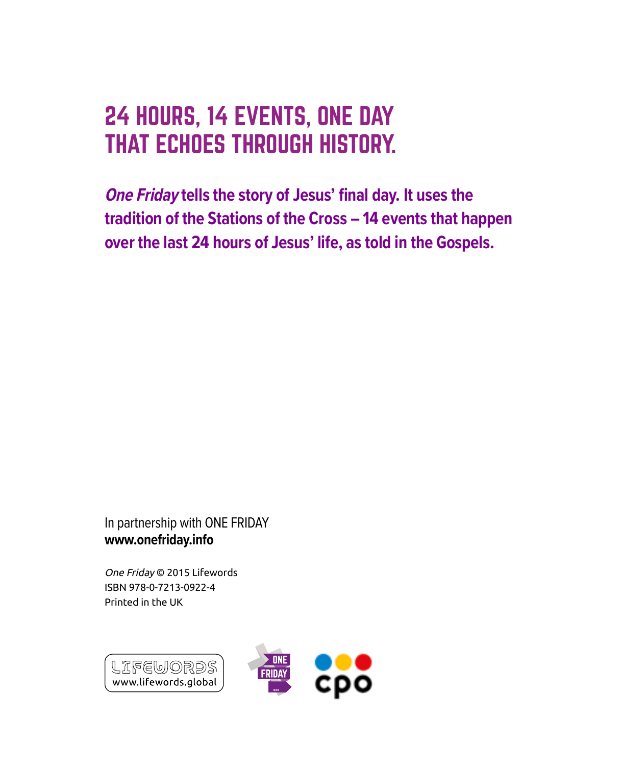# 24 HOURS, 14 EVENTS, ONE DAY THAT ECHOES THROUGH HISTORY.

***One Friday*** **tells the story of Jesus' final day. It uses the tradition of the Stations of the Cross – 14 events that happen over the last 24 hours of Jesus' life, as told in the Gospels.**

In partnership with ONE FRIDAY
**www.onefriday.info**

*One Friday* © 2015 Lifewords
ISBN 978-0-7213-0922-4
Printed in the UK

LIFEWORDS
www.lifewords.global

ONE FRIDAY ...

cpo